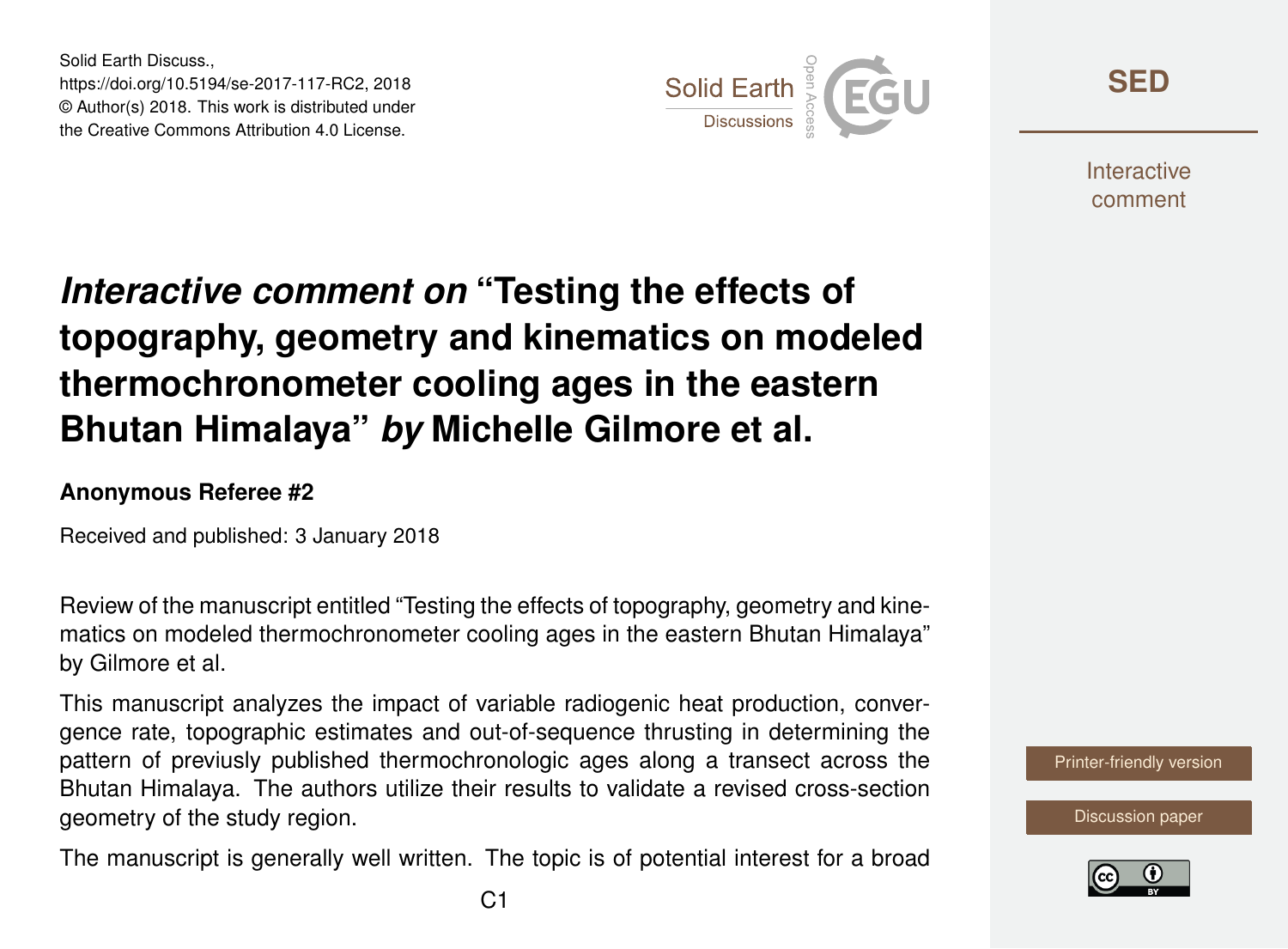Solid Earth Discuss.,
https://doi.org/10.5194/se-2017-117-RC2, 2018
© Author(s) 2018. This work is distributed under
the Creative Commons Attribution 4.0 License.

# *Interactive comment on* "Testing the effects of topography, geometry and kinematics on modeled thermochronometer cooling ages in the eastern Bhutan Himalaya" *by* Michelle Gilmore et al.

### Anonymous Referee #2

Received and published: 3 January 2018

Review of the manuscript entitled "Testing the effects of topography, geometry and kinematics on modeled thermochronometer cooling ages in the eastern Bhutan Himalaya" by Gilmore et al.

This manuscript analyzes the impact of variable radiogenic heat production, convergence rate, topographic estimates and out-of-sequence thrusting in determining the pattern of previusly published thermochronologic ages along a transect across the Bhutan Himalaya. The authors utilize their results to validate a revised cross-section geometry of the study region.

The manuscript is generally well written. The topic is of potential interest for a broad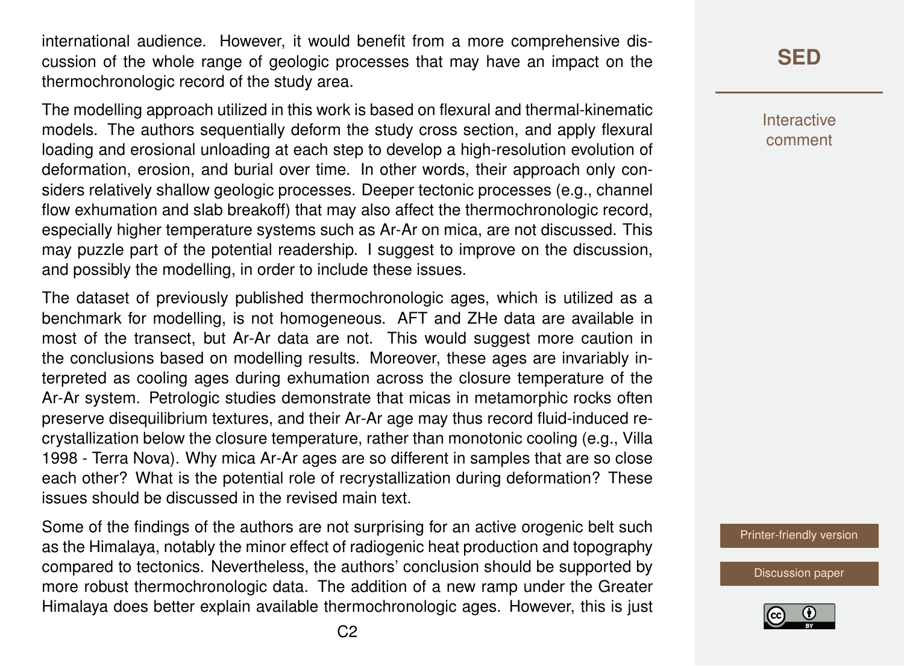international audience. However, it would benefit from a more comprehensive discussion of the whole range of geologic processes that may have an impact on the thermochronologic record of the study area.

The modelling approach utilized in this work is based on flexural and thermal-kinematic models. The authors sequentially deform the study cross section, and apply flexural loading and erosional unloading at each step to develop a high-resolution evolution of deformation, erosion, and burial over time. In other words, their approach only considers relatively shallow geologic processes. Deeper tectonic processes (e.g., channel flow exhumation and slab breakoff) that may also affect the thermochronologic record, especially higher temperature systems such as Ar-Ar on mica, are not discussed. This may puzzle part of the potential readership. I suggest to improve on the discussion, and possibly the modelling, in order to include these issues.

The dataset of previously published thermochronologic ages, which is utilized as a benchmark for modelling, is not homogeneous. AFT and ZHe data are available in most of the transect, but Ar-Ar data are not. This would suggest more caution in the conclusions based on modelling results. Moreover, these ages are invariably interpreted as cooling ages during exhumation across the closure temperature of the Ar-Ar system. Petrologic studies demonstrate that micas in metamorphic rocks often preserve disequilibrium textures, and their Ar-Ar age may thus record fluid-induced recrystallization below the closure temperature, rather than monotonic cooling (e.g., Villa 1998 - Terra Nova). Why mica Ar-Ar ages are so different in samples that are so close each other? What is the potential role of recrystallization during deformation? These issues should be discussed in the revised main text.

Some of the findings of the authors are not surprising for an active orogenic belt such as the Himalaya, notably the minor effect of radiogenic heat production and topography compared to tectonics. Nevertheless, the authors' conclusion should be supported by more robust thermochronologic data. The addition of a new ramp under the Greater Himalaya does better explain available thermochronologic ages. However, this is just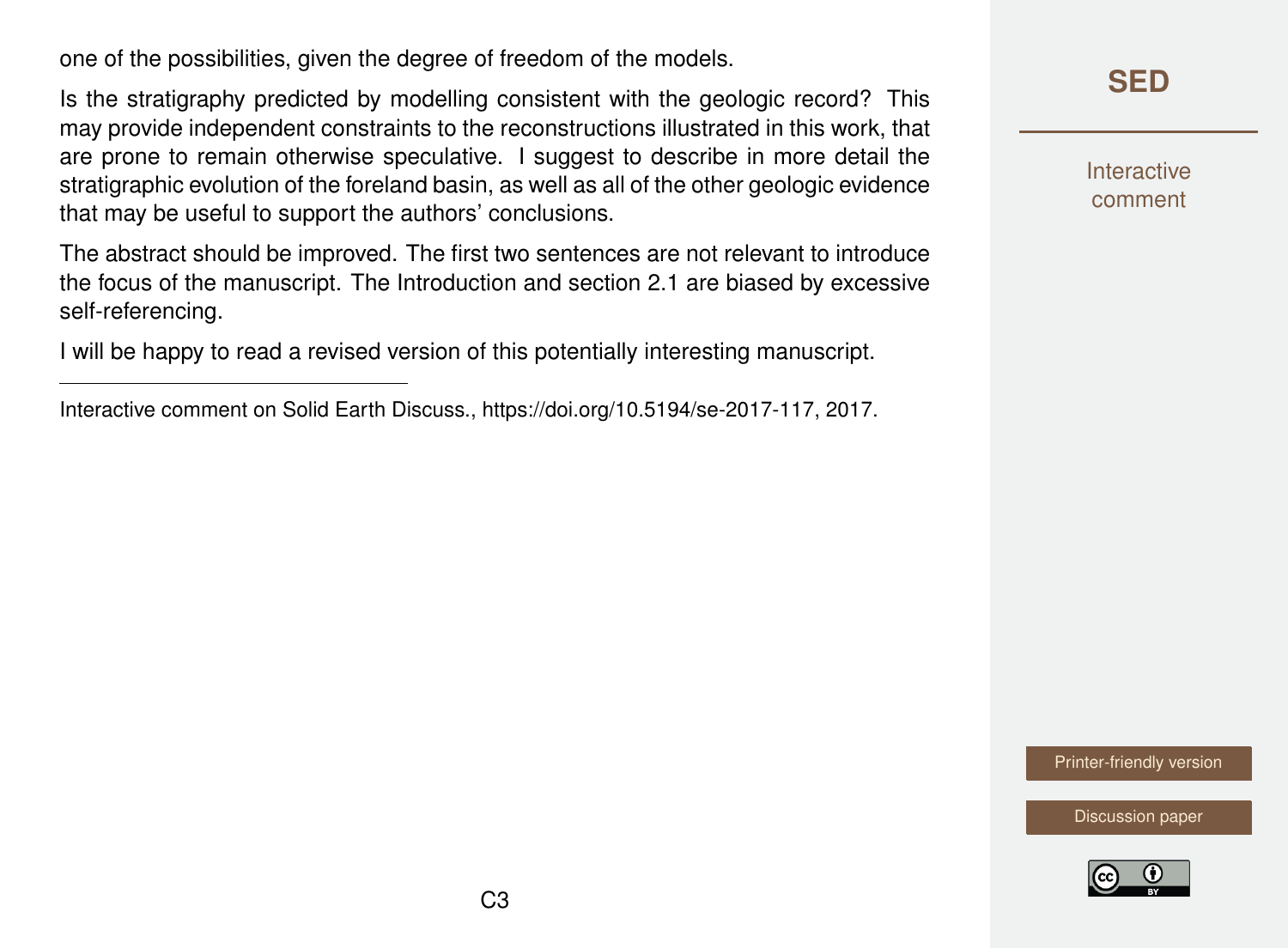one of the possibilities, given the degree of freedom of the models.

Is the stratigraphy predicted by modelling consistent with the geologic record? This may provide independent constraints to the reconstructions illustrated in this work, that are prone to remain otherwise speculative. I suggest to describe in more detail the stratigraphic evolution of the foreland basin, as well as all of the other geologic evidence that may be useful to support the authors' conclusions.

The abstract should be improved. The first two sentences are not relevant to introduce the focus of the manuscript. The Introduction and section 2.1 are biased by excessive self-referencing.

I will be happy to read a revised version of this potentially interesting manuscript.

---

Interactive comment on Solid Earth Discuss., https://doi.org/10.5194/se-2017-117, 2017.